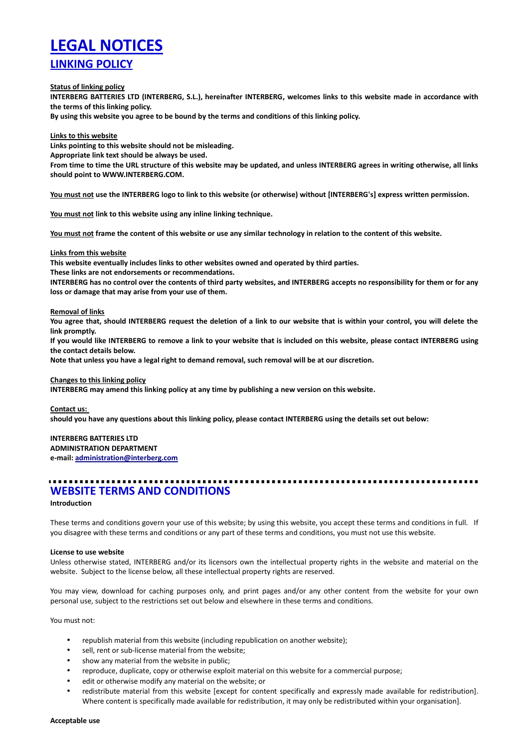# LEGAL NOTICES

## LINKING POLICY

**Status of linking policy**

**INTERBERG BATTERIES LTD (INTERBERG, S.L.), hereinafter INTERBERG, welcomes links to this website made in accordance with the terms of this linking policy.**

**By using this website you agree to be bound by the terms and conditions of this linking policy.**

**Links to this website**

**Links pointing to this website should not be misleading.**

**Appropriate link text should be always be used.**

**From time to time the URL structure of this website may be updated, and unless INTERBERG agrees in writing otherwise, all links should point to WWW.INTERBERG.COM.**

**You must not use the INTERBERG logo to link to this website (or otherwise) without [INTERBERG's] express written permission.**

**You must not link to this website using any inline linking technique.**

**You must not frame the content of this website or use any similar technology in relation to the content of this website.**

**Links from this website**

**This website eventually includes links to other websites owned and operated by third parties.**

**These links are not endorsements or recommendations.**

**INTERBERG has no control over the contents of third party websites, and INTERBERG accepts no responsibility for them or for any loss or damage that may arise from your use of them.**

**Removal of links**

**You agree that, should INTERBERG request the deletion of a link to our website that is within your control, you will delete the link promptly.**

**If you would like INTERBERG to remove a link to your website that is included on this website, please contact INTERBERG using the contact details below.**

**Note that unless you have a legal right to demand removal, such removal will be at our discretion.**

**Changes to this linking policy**

**INTERBERG may amend this linking policy at any time by publishing a new version on this website.**

**Contact us:**

**should you have any questions about this linking policy, please contact INTERBERG using the details set out below:**

**INTERBERG BATTERIES LTD**
**ADMINISTRATION DEPARTMENT**
**e-mail: administration@interberg.com**

---

## WEBSITE TERMS AND CONDITIONS

**Introduction**

These terms and conditions govern your use of this website; by using this website, you accept these terms and conditions in full. If you disagree with these terms and conditions or any part of these terms and conditions, you must not use this website.

**License to use website**

Unless otherwise stated, INTERBERG and/or its licensors own the intellectual property rights in the website and material on the website. Subject to the license below, all these intellectual property rights are reserved.

You may view, download for caching purposes only, and print pages and/or any other content from the website for your own personal use, subject to the restrictions set out below and elsewhere in these terms and conditions.

You must not:

- republish material from this website (including republication on another website);
- sell, rent or sub-license material from the website;
- show any material from the website in public;
- reproduce, duplicate, copy or otherwise exploit material on this website for a commercial purpose;
- edit or otherwise modify any material on the website; or
- redistribute material from this website [except for content specifically and expressly made available for redistribution]. Where content is specifically made available for redistribution, it may only be redistributed within your organisation].

**Acceptable use**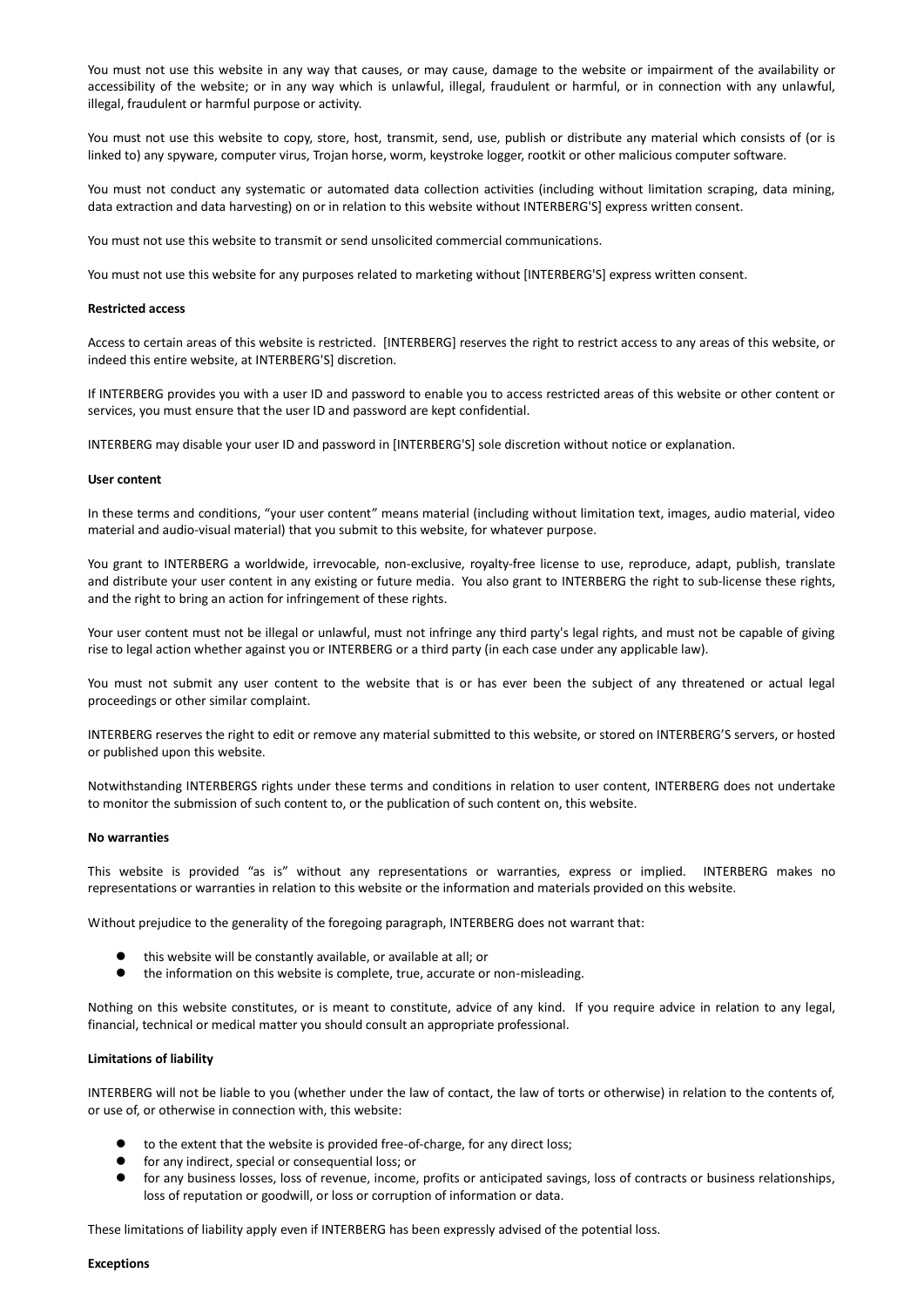You must not use this website in any way that causes, or may cause, damage to the website or impairment of the availability or accessibility of the website; or in any way which is unlawful, illegal, fraudulent or harmful, or in connection with any unlawful, illegal, fraudulent or harmful purpose or activity.

You must not use this website to copy, store, host, transmit, send, use, publish or distribute any material which consists of (or is linked to) any spyware, computer virus, Trojan horse, worm, keystroke logger, rootkit or other malicious computer software.

You must not conduct any systematic or automated data collection activities (including without limitation scraping, data mining, data extraction and data harvesting) on or in relation to this website without INTERBERG'S] express written consent.

You must not use this website to transmit or send unsolicited commercial communications.

You must not use this website for any purposes related to marketing without [INTERBERG'S] express written consent.

**Restricted access**

Access to certain areas of this website is restricted. [INTERBERG] reserves the right to restrict access to any areas of this website, or indeed this entire website, at INTERBERG'S] discretion.

If INTERBERG provides you with a user ID and password to enable you to access restricted areas of this website or other content or services, you must ensure that the user ID and password are kept confidential.

INTERBERG may disable your user ID and password in [INTERBERG'S] sole discretion without notice or explanation.

**User content**

In these terms and conditions, "your user content" means material (including without limitation text, images, audio material, video material and audio-visual material) that you submit to this website, for whatever purpose.

You grant to INTERBERG a worldwide, irrevocable, non-exclusive, royalty-free license to use, reproduce, adapt, publish, translate and distribute your user content in any existing or future media. You also grant to INTERBERG the right to sub-license these rights, and the right to bring an action for infringement of these rights.

Your user content must not be illegal or unlawful, must not infringe any third party's legal rights, and must not be capable of giving rise to legal action whether against you or INTERBERG or a third party (in each case under any applicable law).

You must not submit any user content to the website that is or has ever been the subject of any threatened or actual legal proceedings or other similar complaint.

INTERBERG reserves the right to edit or remove any material submitted to this website, or stored on INTERBERG'S servers, or hosted or published upon this website.

Notwithstanding INTERBERGS rights under these terms and conditions in relation to user content, INTERBERG does not undertake to monitor the submission of such content to, or the publication of such content on, this website.

**No warranties**

This website is provided "as is" without any representations or warranties, express or implied. INTERBERG makes no representations or warranties in relation to this website or the information and materials provided on this website.

Without prejudice to the generality of the foregoing paragraph, INTERBERG does not warrant that:

- this website will be constantly available, or available at all; or
- the information on this website is complete, true, accurate or non-misleading.

Nothing on this website constitutes, or is meant to constitute, advice of any kind. If you require advice in relation to any legal, financial, technical or medical matter you should consult an appropriate professional.

**Limitations of liability**

INTERBERG will not be liable to you (whether under the law of contact, the law of torts or otherwise) in relation to the contents of, or use of, or otherwise in connection with, this website:

- to the extent that the website is provided free-of-charge, for any direct loss;
- for any indirect, special or consequential loss; or
- for any business losses, loss of revenue, income, profits or anticipated savings, loss of contracts or business relationships, loss of reputation or goodwill, or loss or corruption of information or data.

These limitations of liability apply even if INTERBERG has been expressly advised of the potential loss.

**Exceptions**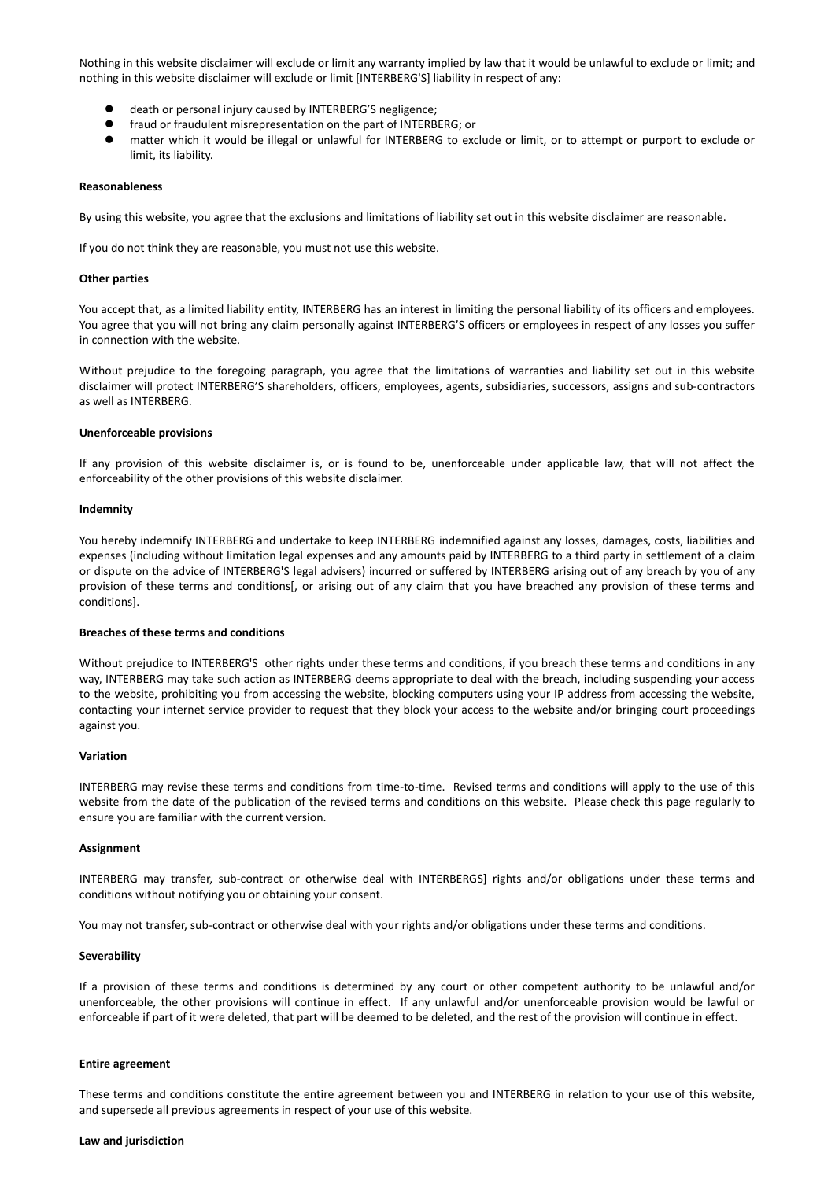Nothing in this website disclaimer will exclude or limit any warranty implied by law that it would be unlawful to exclude or limit; and nothing in this website disclaimer will exclude or limit [INTERBERG'S] liability in respect of any:

- death or personal injury caused by INTERBERG'S negligence;
- fraud or fraudulent misrepresentation on the part of INTERBERG; or
- matter which it would be illegal or unlawful for INTERBERG to exclude or limit, or to attempt or purport to exclude or limit, its liability.

**Reasonableness**

By using this website, you agree that the exclusions and limitations of liability set out in this website disclaimer are reasonable.

If you do not think they are reasonable, you must not use this website.

**Other parties**

You accept that, as a limited liability entity, INTERBERG has an interest in limiting the personal liability of its officers and employees. You agree that you will not bring any claim personally against INTERBERG'S officers or employees in respect of any losses you suffer in connection with the website.

Without prejudice to the foregoing paragraph, you agree that the limitations of warranties and liability set out in this website disclaimer will protect INTERBERG'S shareholders, officers, employees, agents, subsidiaries, successors, assigns and sub-contractors as well as INTERBERG.

**Unenforceable provisions**

If any provision of this website disclaimer is, or is found to be, unenforceable under applicable law, that will not affect the enforceability of the other provisions of this website disclaimer.

**Indemnity**

You hereby indemnify INTERBERG and undertake to keep INTERBERG indemnified against any losses, damages, costs, liabilities and expenses (including without limitation legal expenses and any amounts paid by INTERBERG to a third party in settlement of a claim or dispute on the advice of INTERBERG'S legal advisers) incurred or suffered by INTERBERG arising out of any breach by you of any provision of these terms and conditions[, or arising out of any claim that you have breached any provision of these terms and conditions].

**Breaches of these terms and conditions**

Without prejudice to INTERBERG'S other rights under these terms and conditions, if you breach these terms and conditions in any way, INTERBERG may take such action as INTERBERG deems appropriate to deal with the breach, including suspending your access to the website, prohibiting you from accessing the website, blocking computers using your IP address from accessing the website, contacting your internet service provider to request that they block your access to the website and/or bringing court proceedings against you.

**Variation**

INTERBERG may revise these terms and conditions from time-to-time. Revised terms and conditions will apply to the use of this website from the date of the publication of the revised terms and conditions on this website. Please check this page regularly to ensure you are familiar with the current version.

**Assignment**

INTERBERG may transfer, sub-contract or otherwise deal with INTERBERGS] rights and/or obligations under these terms and conditions without notifying you or obtaining your consent.

You may not transfer, sub-contract or otherwise deal with your rights and/or obligations under these terms and conditions.

**Severability**

If a provision of these terms and conditions is determined by any court or other competent authority to be unlawful and/or unenforceable, the other provisions will continue in effect. If any unlawful and/or unenforceable provision would be lawful or enforceable if part of it were deleted, that part will be deemed to be deleted, and the rest of the provision will continue in effect.

**Entire agreement**

These terms and conditions constitute the entire agreement between you and INTERBERG in relation to your use of this website, and supersede all previous agreements in respect of your use of this website.

**Law and jurisdiction**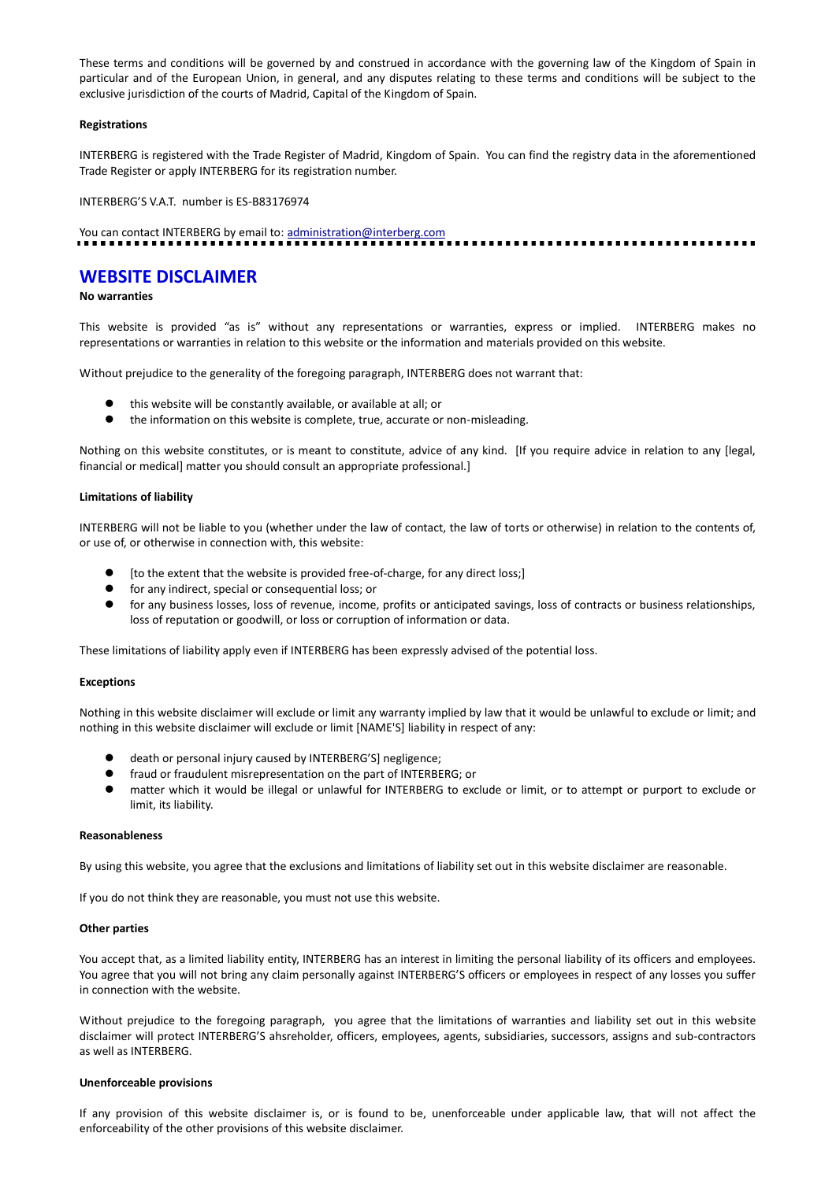These terms and conditions will be governed by and construed in accordance with the governing law of the Kingdom of Spain in particular and of the European Union, in general, and any disputes relating to these terms and conditions will be subject to the exclusive jurisdiction of the courts of Madrid, Capital of the Kingdom of Spain.

**Registrations**

INTERBERG is registered with the Trade Register of Madrid, Kingdom of Spain. You can find the registry data in the aforementioned Trade Register or apply INTERBERG for its registration number.

INTERBERG'S V.A.T. number is ES-B83176974

You can contact INTERBERG by email to: administration@interberg.com

## WEBSITE DISCLAIMER

**No warranties**

This website is provided "as is" without any representations or warranties, express or implied. INTERBERG makes no representations or warranties in relation to this website or the information and materials provided on this website.

Without prejudice to the generality of the foregoing paragraph, INTERBERG does not warrant that:

- this website will be constantly available, or available at all; or
- the information on this website is complete, true, accurate or non-misleading.

Nothing on this website constitutes, or is meant to constitute, advice of any kind. [If you require advice in relation to any [legal, financial or medical] matter you should consult an appropriate professional.]

**Limitations of liability**

INTERBERG will not be liable to you (whether under the law of contact, the law of torts or otherwise) in relation to the contents of, or use of, or otherwise in connection with, this website:

- [to the extent that the website is provided free-of-charge, for any direct loss;]
- for any indirect, special or consequential loss; or
- for any business losses, loss of revenue, income, profits or anticipated savings, loss of contracts or business relationships, loss of reputation or goodwill, or loss or corruption of information or data.

These limitations of liability apply even if INTERBERG has been expressly advised of the potential loss.

**Exceptions**

Nothing in this website disclaimer will exclude or limit any warranty implied by law that it would be unlawful to exclude or limit; and nothing in this website disclaimer will exclude or limit [NAME'S] liability in respect of any:

- death or personal injury caused by INTERBERG'S] negligence;
- fraud or fraudulent misrepresentation on the part of INTERBERG; or
- matter which it would be illegal or unlawful for INTERBERG to exclude or limit, or to attempt or purport to exclude or limit, its liability.

**Reasonableness**

By using this website, you agree that the exclusions and limitations of liability set out in this website disclaimer are reasonable.

If you do not think they are reasonable, you must not use this website.

**Other parties**

You accept that, as a limited liability entity, INTERBERG has an interest in limiting the personal liability of its officers and employees. You agree that you will not bring any claim personally against INTERBERG'S officers or employees in respect of any losses you suffer in connection with the website.

Without prejudice to the foregoing paragraph, you agree that the limitations of warranties and liability set out in this website disclaimer will protect INTERBERG'S ahsreholder, officers, employees, agents, subsidiaries, successors, assigns and sub-contractors as well as INTERBERG.

**Unenforceable provisions**

If any provision of this website disclaimer is, or is found to be, unenforceable under applicable law, that will not affect the enforceability of the other provisions of this website disclaimer.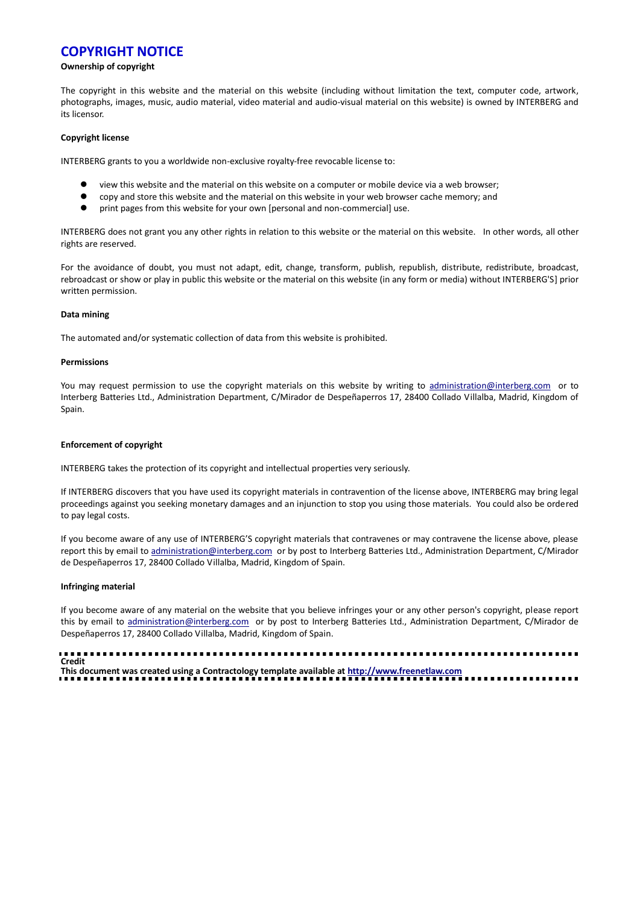# COPYRIGHT NOTICE

**Ownership of copyright**

The copyright in this website and the material on this website (including without limitation the text, computer code, artwork, photographs, images, music, audio material, video material and audio-visual material on this website) is owned by INTERBERG and its licensor.

**Copyright license**

INTERBERG grants to you a worldwide non-exclusive royalty-free revocable license to:

- view this website and the material on this website on a computer or mobile device via a web browser;
- copy and store this website and the material on this website in your web browser cache memory; and
- print pages from this website for your own [personal and non-commercial] use.

INTERBERG does not grant you any other rights in relation to this website or the material on this website. In other words, all other rights are reserved.

For the avoidance of doubt, you must not adapt, edit, change, transform, publish, republish, distribute, redistribute, broadcast, rebroadcast or show or play in public this website or the material on this website (in any form or media) without INTERBERG'S] prior written permission.

**Data mining**

The automated and/or systematic collection of data from this website is prohibited.

**Permissions**

You may request permission to use the copyright materials on this website by writing to administration@interberg.com or to Interberg Batteries Ltd., Administration Department, C/Mirador de Despeñaperros 17, 28400 Collado Villalba, Madrid, Kingdom of Spain.

**Enforcement of copyright**

INTERBERG takes the protection of its copyright and intellectual properties very seriously.

If INTERBERG discovers that you have used its copyright materials in contravention of the license above, INTERBERG may bring legal proceedings against you seeking monetary damages and an injunction to stop you using those materials. You could also be ordered to pay legal costs.

If you become aware of any use of INTERBERG'S copyright materials that contravenes or may contravene the license above, please report this by email to administration@interberg.com or by post to Interberg Batteries Ltd., Administration Department, C/Mirador de Despeñaperros 17, 28400 Collado Villalba, Madrid, Kingdom of Spain.

**Infringing material**

If you become aware of any material on the website that you believe infringes your or any other person's copyright, please report this by email to administration@interberg.com or by post to Interberg Batteries Ltd., Administration Department, C/Mirador de Despeñaperros 17, 28400 Collado Villalba, Madrid, Kingdom of Spain.

**Credit**
**This document was created using a Contractology template available at http://www.freenetlaw.com**